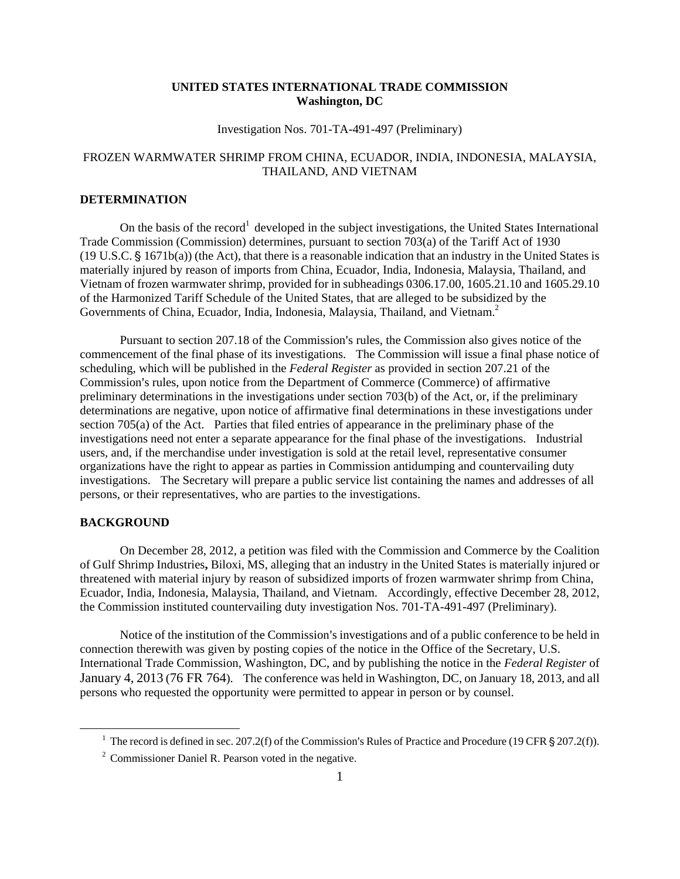**UNITED STATES INTERNATIONAL TRADE COMMISSION**
**Washington, DC**

Investigation Nos. 701-TA-491-497 (Preliminary)

FROZEN WARMWATER SHRIMP FROM CHINA, ECUADOR, INDIA, INDONESIA, MALAYSIA, THAILAND, AND VIETNAM

## DETERMINATION

On the basis of the record[1] developed in the subject investigations, the United States International Trade Commission (Commission) determines, pursuant to section 703(a) of the Tariff Act of 1930 (19 U.S.C. § 1671b(a)) (the Act), that there is a reasonable indication that an industry in the United States is materially injured by reason of imports from China, Ecuador, India, Indonesia, Malaysia, Thailand, and Vietnam of frozen warmwater shrimp, provided for in subheadings 0306.17.00, 1605.21.10 and 1605.29.10 of the Harmonized Tariff Schedule of the United States, that are alleged to be subsidized by the Governments of China, Ecuador, India, Indonesia, Malaysia, Thailand, and Vietnam.[2]

Pursuant to section 207.18 of the Commission's rules, the Commission also gives notice of the commencement of the final phase of its investigations. The Commission will issue a final phase notice of scheduling, which will be published in the *Federal Register* as provided in section 207.21 of the Commission's rules, upon notice from the Department of Commerce (Commerce) of affirmative preliminary determinations in the investigations under section 703(b) of the Act, or, if the preliminary determinations are negative, upon notice of affirmative final determinations in these investigations under section 705(a) of the Act. Parties that filed entries of appearance in the preliminary phase of the investigations need not enter a separate appearance for the final phase of the investigations. Industrial users, and, if the merchandise under investigation is sold at the retail level, representative consumer organizations have the right to appear as parties in Commission antidumping and countervailing duty investigations. The Secretary will prepare a public service list containing the names and addresses of all persons, or their representatives, who are parties to the investigations.

## BACKGROUND

On December 28, 2012, a petition was filed with the Commission and Commerce by the Coalition of Gulf Shrimp Industries**,** Biloxi, MS, alleging that an industry in the United States is materially injured or threatened with material injury by reason of subsidized imports of frozen warmwater shrimp from China, Ecuador, India, Indonesia, Malaysia, Thailand, and Vietnam. Accordingly, effective December 28, 2012, the Commission instituted countervailing duty investigation Nos. 701-TA-491-497 (Preliminary).

Notice of the institution of the Commission's investigations and of a public conference to be held in connection therewith was given by posting copies of the notice in the Office of the Secretary, U.S. International Trade Commission, Washington, DC, and by publishing the notice in the *Federal Register* of January 4, 2013 (76 FR 764). The conference was held in Washington, DC, on January 18, 2013, and all persons who requested the opportunity were permitted to appear in person or by counsel.

[1] The record is defined in sec. 207.2(f) of the Commission's Rules of Practice and Procedure (19 CFR § 207.2(f)).

[2] Commissioner Daniel R. Pearson voted in the negative.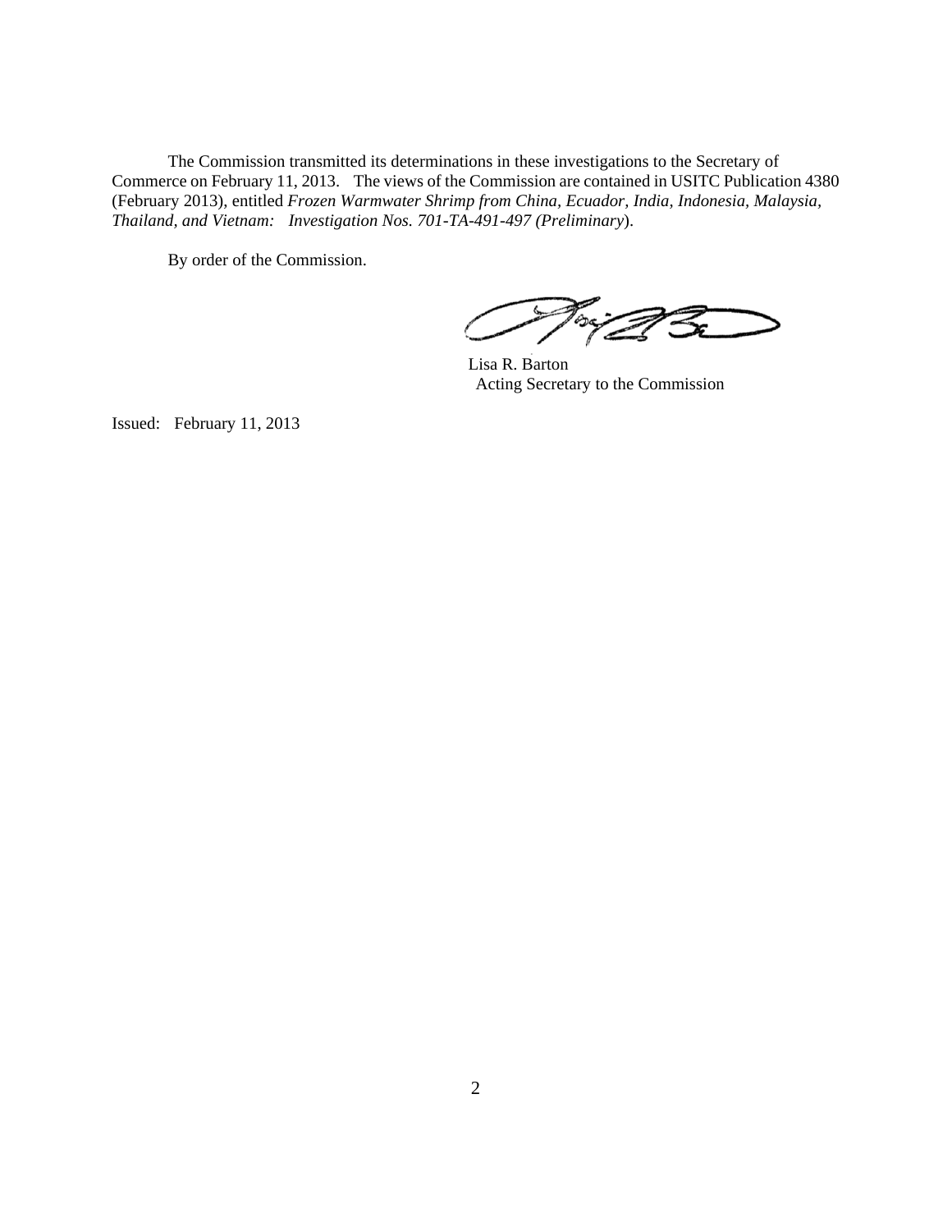The Commission transmitted its determinations in these investigations to the Secretary of Commerce on February 11, 2013. The views of the Commission are contained in USITC Publication 4380 (February 2013), entitled *Frozen Warmwater Shrimp from China, Ecuador, India, Indonesia, Malaysia, Thailand, and Vietnam: Investigation Nos. 701-TA-491-497 (Preliminary)*.

By order of the Commission.

Lisa R. Barton
Acting Secretary to the Commission

Issued: February 11, 2013